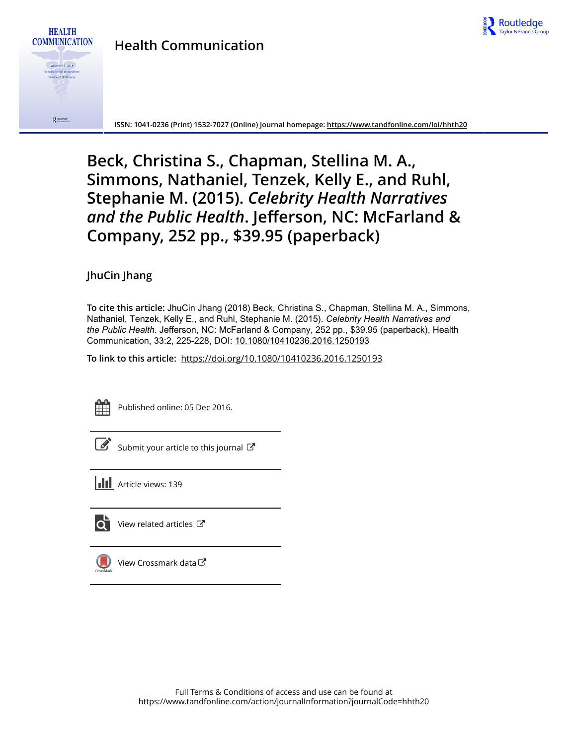# Health Communication

ISSN: 1041-0236 (Print) 1532-7027 (Online) Journal homepage: https://www.tandfonline.com/loi/hhth20

# Beck, Christina S., Chapman, Stellina M. A., Simmons, Nathaniel, Tenzek, Kelly E., and Ruhl, Stephanie M. (2015). *Celebrity Health Narratives and the Public Health*. Jefferson, NC: McFarland & Company, 252 pp., $39.95 (paperback)

JhuCin Jhang

**To cite this article:** JhuCin Jhang (2018) Beck, Christina S., Chapman, Stellina M. A., Simmons, Nathaniel, Tenzek, Kelly E., and Ruhl, Stephanie M. (2015). *Celebrity Health Narratives and the Public Health*. Jefferson, NC: McFarland & Company, 252 pp., $39.95 (paperback), Health Communication, 33:2, 225-228, DOI: 10.1080/10410236.2016.1250193

**To link to this article:** https://doi.org/10.1080/10410236.2016.1250193

Published online: 05 Dec 2016.

Submit your article to this journal

Article views: 139

View related articles

View Crossmark data

Full Terms & Conditions of access and use can be found at
https://www.tandfonline.com/action/journalInformation?journalCode=hhth20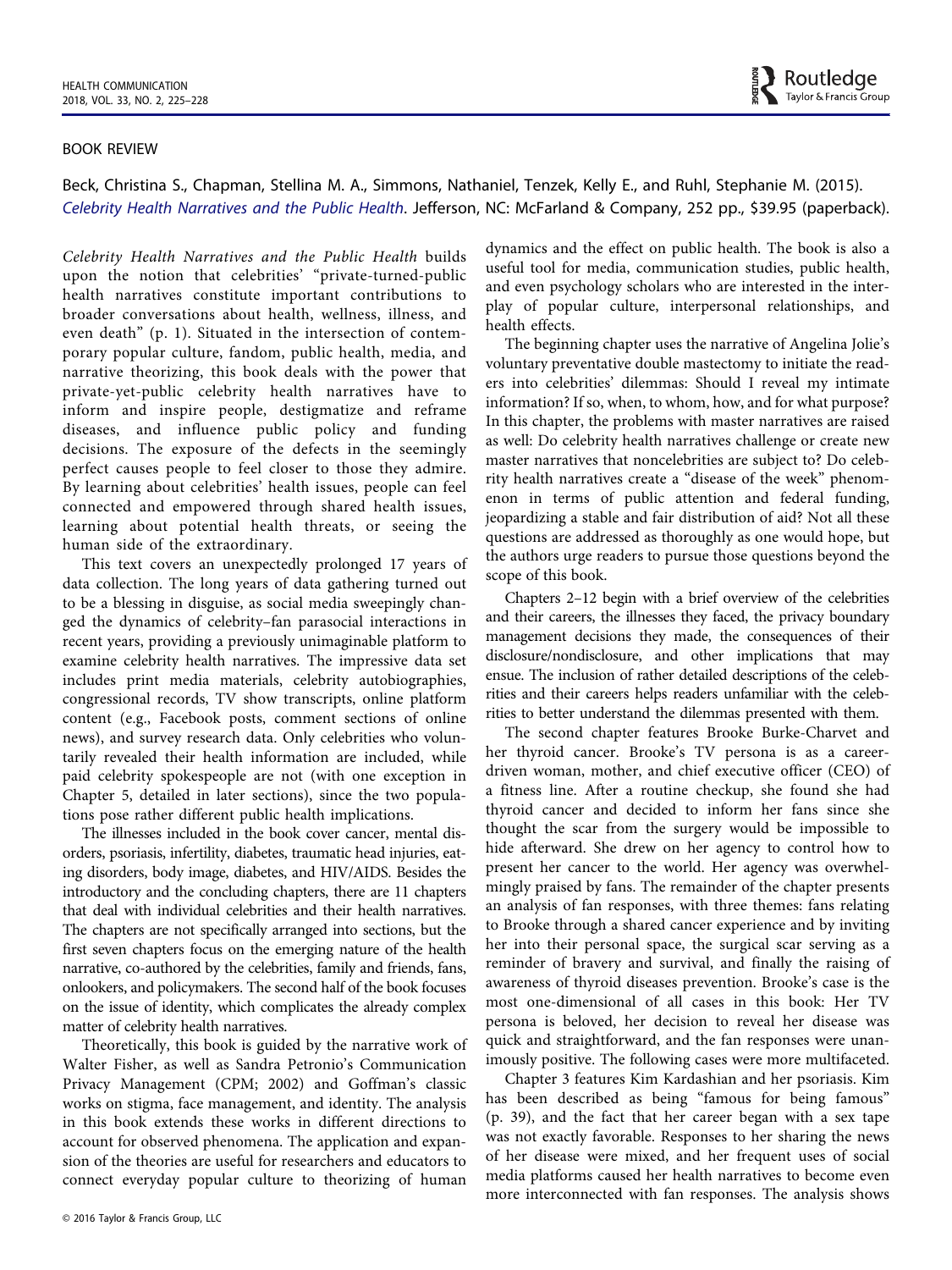BOOK REVIEW

Beck, Christina S., Chapman, Stellina M. A., Simmons, Nathaniel, Tenzek, Kelly E., and Ruhl, Stephanie M. (2015). *Celebrity Health Narratives and the Public Health*. Jefferson, NC: McFarland & Company, 252 pp., $39.95 (paperback).

*Celebrity Health Narratives and the Public Health* builds upon the notion that celebrities' "private-turned-public health narratives constitute important contributions to broader conversations about health, wellness, illness, and even death" (p. 1). Situated in the intersection of contemporary popular culture, fandom, public health, media, and narrative theorizing, this book deals with the power that private-yet-public celebrity health narratives have to inform and inspire people, destigmatize and reframe diseases, and influence public policy and funding decisions. The exposure of the defects in the seemingly perfect causes people to feel closer to those they admire. By learning about celebrities' health issues, people can feel connected and empowered through shared health issues, learning about potential health threats, or seeing the human side of the extraordinary.

This text covers an unexpectedly prolonged 17 years of data collection. The long years of data gathering turned out to be a blessing in disguise, as social media sweepingly changed the dynamics of celebrity–fan parasocial interactions in recent years, providing a previously unimaginable platform to examine celebrity health narratives. The impressive data set includes print media materials, celebrity autobiographies, congressional records, TV show transcripts, online platform content (e.g., Facebook posts, comment sections of online news), and survey research data. Only celebrities who voluntarily revealed their health information are included, while paid celebrity spokespeople are not (with one exception in Chapter 5, detailed in later sections), since the two populations pose rather different public health implications.

The illnesses included in the book cover cancer, mental disorders, psoriasis, infertility, diabetes, traumatic head injuries, eating disorders, body image, diabetes, and HIV/AIDS. Besides the introductory and the concluding chapters, there are 11 chapters that deal with individual celebrities and their health narratives. The chapters are not specifically arranged into sections, but the first seven chapters focus on the emerging nature of the health narrative, co-authored by the celebrities, family and friends, fans, onlookers, and policymakers. The second half of the book focuses on the issue of identity, which complicates the already complex matter of celebrity health narratives.

Theoretically, this book is guided by the narrative work of Walter Fisher, as well as Sandra Petronio's Communication Privacy Management (CPM; 2002) and Goffman's classic works on stigma, face management, and identity. The analysis in this book extends these works in different directions to account for observed phenomena. The application and expansion of the theories are useful for researchers and educators to connect everyday popular culture to theorizing of human dynamics and the effect on public health. The book is also a useful tool for media, communication studies, public health, and even psychology scholars who are interested in the interplay of popular culture, interpersonal relationships, and health effects.

The beginning chapter uses the narrative of Angelina Jolie's voluntary preventative double mastectomy to initiate the readers into celebrities' dilemmas: Should I reveal my intimate information? If so, when, to whom, how, and for what purpose? In this chapter, the problems with master narratives are raised as well: Do celebrity health narratives challenge or create new master narratives that noncelebrities are subject to? Do celebrity health narratives create a "disease of the week" phenomenon in terms of public attention and federal funding, jeopardizing a stable and fair distribution of aid? Not all these questions are addressed as thoroughly as one would hope, but the authors urge readers to pursue those questions beyond the scope of this book.

Chapters 2–12 begin with a brief overview of the celebrities and their careers, the illnesses they faced, the privacy boundary management decisions they made, the consequences of their disclosure/nondisclosure, and other implications that may ensue. The inclusion of rather detailed descriptions of the celebrities and their careers helps readers unfamiliar with the celebrities to better understand the dilemmas presented with them.

The second chapter features Brooke Burke-Charvet and her thyroid cancer. Brooke's TV persona is as a career-driven woman, mother, and chief executive officer (CEO) of a fitness line. After a routine checkup, she found she had thyroid cancer and decided to inform her fans since she thought the scar from the surgery would be impossible to hide afterward. She drew on her agency to control how to present her cancer to the world. Her agency was overwhelmingly praised by fans. The remainder of the chapter presents an analysis of fan responses, with three themes: fans relating to Brooke through a shared cancer experience and by inviting her into their personal space, the surgical scar serving as a reminder of bravery and survival, and finally the raising of awareness of thyroid diseases prevention. Brooke's case is the most one-dimensional of all cases in this book: Her TV persona is beloved, her decision to reveal her disease was quick and straightforward, and the fan responses were unanimously positive. The following cases were more multifaceted.

Chapter 3 features Kim Kardashian and her psoriasis. Kim has been described as being "famous for being famous" (p. 39), and the fact that her career began with a sex tape was not exactly favorable. Responses to her sharing the news of her disease were mixed, and her frequent uses of social media platforms caused her health narratives to become even more interconnected with fan responses. The analysis shows

© 2016 Taylor & Francis Group, LLC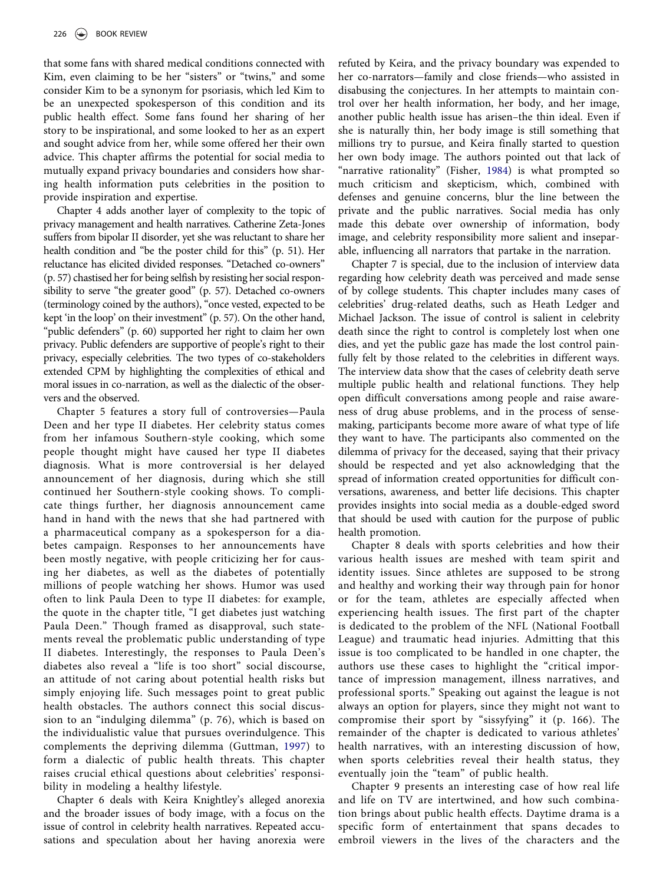that some fans with shared medical conditions connected with Kim, even claiming to be her "sisters" or "twins," and some consider Kim to be a synonym for psoriasis, which led Kim to be an unexpected spokesperson of this condition and its public health effect. Some fans found her sharing of her story to be inspirational, and some looked to her as an expert and sought advice from her, while some offered her their own advice. This chapter affirms the potential for social media to mutually expand privacy boundaries and considers how sharing health information puts celebrities in the position to provide inspiration and expertise.

Chapter 4 adds another layer of complexity to the topic of privacy management and health narratives. Catherine Zeta-Jones suffers from bipolar II disorder, yet she was reluctant to share her health condition and "be the poster child for this" (p. 51). Her reluctance has elicited divided responses. "Detached co-owners" (p. 57) chastised her for being selfish by resisting her social responsibility to serve "the greater good" (p. 57). Detached co-owners (terminology coined by the authors), "once vested, expected to be kept 'in the loop' on their investment" (p. 57). On the other hand, "public defenders" (p. 60) supported her right to claim her own privacy. Public defenders are supportive of people's right to their privacy, especially celebrities. The two types of co-stakeholders extended CPM by highlighting the complexities of ethical and moral issues in co-narration, as well as the dialectic of the observers and the observed.

Chapter 5 features a story full of controversies—Paula Deen and her type II diabetes. Her celebrity status comes from her infamous Southern-style cooking, which some people thought might have caused her type II diabetes diagnosis. What is more controversial is her delayed announcement of her diagnosis, during which she still continued her Southern-style cooking shows. To complicate things further, her diagnosis announcement came hand in hand with the news that she had partnered with a pharmaceutical company as a spokesperson for a diabetes campaign. Responses to her announcements have been mostly negative, with people criticizing her for causing her diabetes, as well as the diabetes of potentially millions of people watching her shows. Humor was used often to link Paula Deen to type II diabetes: for example, the quote in the chapter title, "I get diabetes just watching Paula Deen." Though framed as disapproval, such statements reveal the problematic public understanding of type II diabetes. Interestingly, the responses to Paula Deen's diabetes also reveal a "life is too short" social discourse, an attitude of not caring about potential health risks but simply enjoying life. Such messages point to great public health obstacles. The authors connect this social discussion to an "indulging dilemma" (p. 76), which is based on the individualistic value that pursues overindulgence. This complements the depriving dilemma (Guttman, 1997) to form a dialectic of public health threats. This chapter raises crucial ethical questions about celebrities' responsibility in modeling a healthy lifestyle.

Chapter 6 deals with Keira Knightley's alleged anorexia and the broader issues of body image, with a focus on the issue of control in celebrity health narratives. Repeated accusations and speculation about her having anorexia were refuted by Keira, and the privacy boundary was expended to her co-narrators—family and close friends—who assisted in disabusing the conjectures. In her attempts to maintain control over her health information, her body, and her image, another public health issue has arisen–the thin ideal. Even if she is naturally thin, her body image is still something that millions try to pursue, and Keira finally started to question her own body image. The authors pointed out that lack of "narrative rationality" (Fisher, 1984) is what prompted so much criticism and skepticism, which, combined with defenses and genuine concerns, blur the line between the private and the public narratives. Social media has only made this debate over ownership of information, body image, and celebrity responsibility more salient and inseparable, influencing all narrators that partake in the narration.

Chapter 7 is special, due to the inclusion of interview data regarding how celebrity death was perceived and made sense of by college students. This chapter includes many cases of celebrities' drug-related deaths, such as Heath Ledger and Michael Jackson. The issue of control is salient in celebrity death since the right to control is completely lost when one dies, and yet the public gaze has made the lost control painfully felt by those related to the celebrities in different ways. The interview data show that the cases of celebrity death serve multiple public health and relational functions. They help open difficult conversations among people and raise awareness of drug abuse problems, and in the process of sense-making, participants become more aware of what type of life they want to have. The participants also commented on the dilemma of privacy for the deceased, saying that their privacy should be respected and yet also acknowledging that the spread of information created opportunities for difficult conversations, awareness, and better life decisions. This chapter provides insights into social media as a double-edged sword that should be used with caution for the purpose of public health promotion.

Chapter 8 deals with sports celebrities and how their various health issues are meshed with team spirit and identity issues. Since athletes are supposed to be strong and healthy and working their way through pain for honor or for the team, athletes are especially affected when experiencing health issues. The first part of the chapter is dedicated to the problem of the NFL (National Football League) and traumatic head injuries. Admitting that this issue is too complicated to be handled in one chapter, the authors use these cases to highlight the "critical importance of impression management, illness narratives, and professional sports." Speaking out against the league is not always an option for players, since they might not want to compromise their sport by "sissyfying" it (p. 166). The remainder of the chapter is dedicated to various athletes' health narratives, with an interesting discussion of how, when sports celebrities reveal their health status, they eventually join the "team" of public health.

Chapter 9 presents an interesting case of how real life and life on TV are intertwined, and how such combination brings about public health effects. Daytime drama is a specific form of entertainment that spans decades to embroil viewers in the lives of the characters and the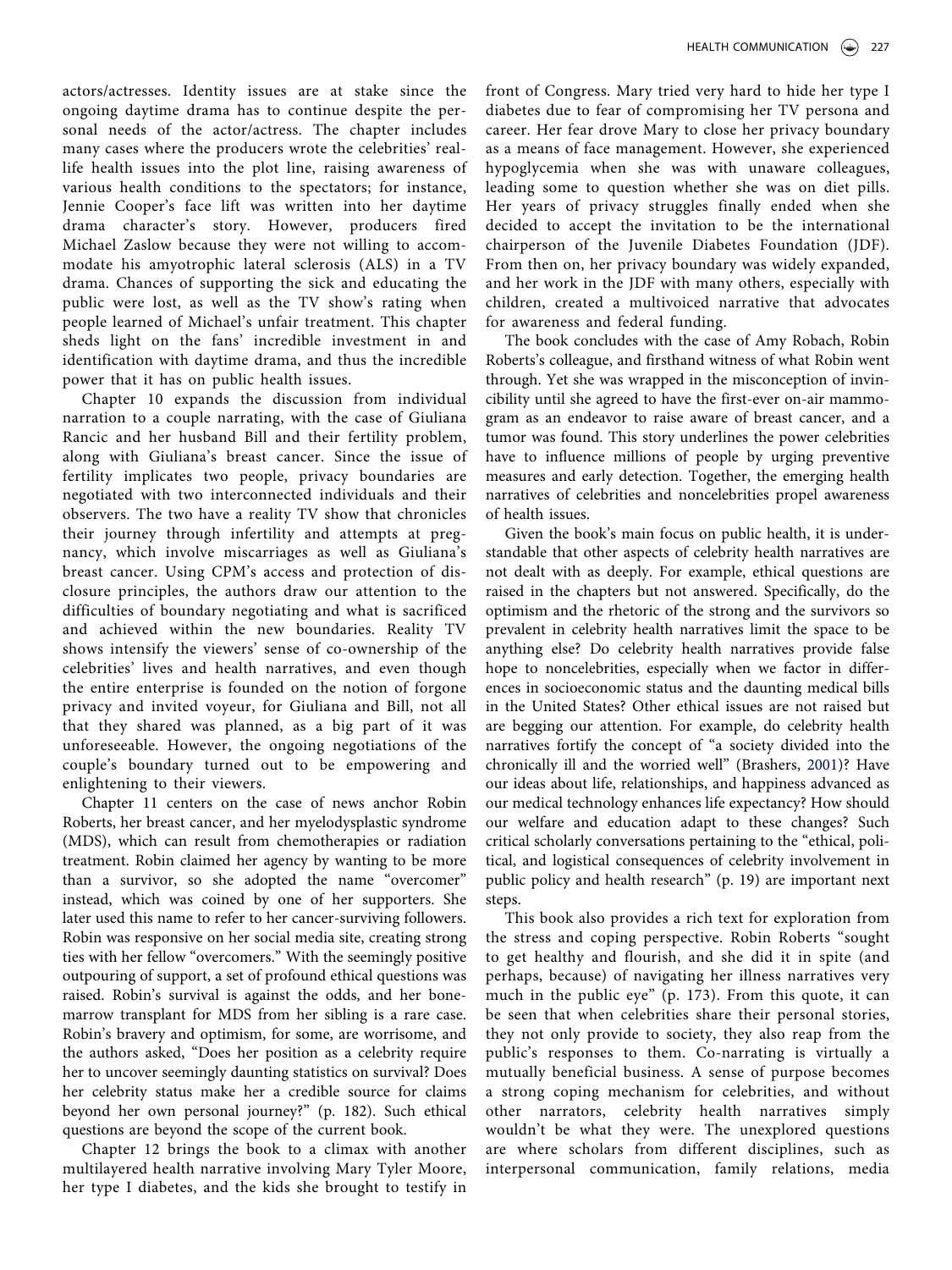actors/actresses. Identity issues are at stake since the ongoing daytime drama has to continue despite the personal needs of the actor/actress. The chapter includes many cases where the producers wrote the celebrities' real-life health issues into the plot line, raising awareness of various health conditions to the spectators; for instance, Jennie Cooper's face lift was written into her daytime drama character's story. However, producers fired Michael Zaslow because they were not willing to accommodate his amyotrophic lateral sclerosis (ALS) in a TV drama. Chances of supporting the sick and educating the public were lost, as well as the TV show's rating when people learned of Michael's unfair treatment. This chapter sheds light on the fans' incredible investment in and identification with daytime drama, and thus the incredible power that it has on public health issues.

Chapter 10 expands the discussion from individual narration to a couple narrating, with the case of Giuliana Rancic and her husband Bill and their fertility problem, along with Giuliana's breast cancer. Since the issue of fertility implicates two people, privacy boundaries are negotiated with two interconnected individuals and their observers. The two have a reality TV show that chronicles their journey through infertility and attempts at pregnancy, which involve miscarriages as well as Giuliana's breast cancer. Using CPM's access and protection of disclosure principles, the authors draw our attention to the difficulties of boundary negotiating and what is sacrificed and achieved within the new boundaries. Reality TV shows intensify the viewers' sense of co-ownership of the celebrities' lives and health narratives, and even though the entire enterprise is founded on the notion of forgone privacy and invited voyeur, for Giuliana and Bill, not all that they shared was planned, as a big part of it was unforeseeable. However, the ongoing negotiations of the couple's boundary turned out to be empowering and enlightening to their viewers.

Chapter 11 centers on the case of news anchor Robin Roberts, her breast cancer, and her myelodysplastic syndrome (MDS), which can result from chemotherapies or radiation treatment. Robin claimed her agency by wanting to be more than a survivor, so she adopted the name "overcomer" instead, which was coined by one of her supporters. She later used this name to refer to her cancer-surviving followers. Robin was responsive on her social media site, creating strong ties with her fellow "overcomers." With the seemingly positive outpouring of support, a set of profound ethical questions was raised. Robin's survival is against the odds, and her bone-marrow transplant for MDS from her sibling is a rare case. Robin's bravery and optimism, for some, are worrisome, and the authors asked, "Does her position as a celebrity require her to uncover seemingly daunting statistics on survival? Does her celebrity status make her a credible source for claims beyond her own personal journey?" (p. 182). Such ethical questions are beyond the scope of the current book.

Chapter 12 brings the book to a climax with another multilayered health narrative involving Mary Tyler Moore, her type I diabetes, and the kids she brought to testify in front of Congress. Mary tried very hard to hide her type I diabetes due to fear of compromising her TV persona and career. Her fear drove Mary to close her privacy boundary as a means of face management. However, she experienced hypoglycemia when she was with unaware colleagues, leading some to question whether she was on diet pills. Her years of privacy struggles finally ended when she decided to accept the invitation to be the international chairperson of the Juvenile Diabetes Foundation (JDF). From then on, her privacy boundary was widely expanded, and her work in the JDF with many others, especially with children, created a multivoiced narrative that advocates for awareness and federal funding.

The book concludes with the case of Amy Robach, Robin Roberts's colleague, and firsthand witness of what Robin went through. Yet she was wrapped in the misconception of invincibility until she agreed to have the first-ever on-air mammogram as an endeavor to raise aware of breast cancer, and a tumor was found. This story underlines the power celebrities have to influence millions of people by urging preventive measures and early detection. Together, the emerging health narratives of celebrities and noncelebrities propel awareness of health issues.

Given the book's main focus on public health, it is understandable that other aspects of celebrity health narratives are not dealt with as deeply. For example, ethical questions are raised in the chapters but not answered. Specifically, do the optimism and the rhetoric of the strong and the survivors so prevalent in celebrity health narratives limit the space to be anything else? Do celebrity health narratives provide false hope to noncelebrities, especially when we factor in differences in socioeconomic status and the daunting medical bills in the United States? Other ethical issues are not raised but are begging our attention. For example, do celebrity health narratives fortify the concept of "a society divided into the chronically ill and the worried well" (Brashers, 2001)? Have our ideas about life, relationships, and happiness advanced as our medical technology enhances life expectancy? How should our welfare and education adapt to these changes? Such critical scholarly conversations pertaining to the "ethical, political, and logistical consequences of celebrity involvement in public policy and health research" (p. 19) are important next steps.

This book also provides a rich text for exploration from the stress and coping perspective. Robin Roberts "sought to get healthy and flourish, and she did it in spite (and perhaps, because) of navigating her illness narratives very much in the public eye" (p. 173). From this quote, it can be seen that when celebrities share their personal stories, they not only provide to society, they also reap from the public's responses to them. Co-narrating is virtually a mutually beneficial business. A sense of purpose becomes a strong coping mechanism for celebrities, and without other narrators, celebrity health narratives simply wouldn't be what they were. The unexplored questions are where scholars from different disciplines, such as interpersonal communication, family relations, media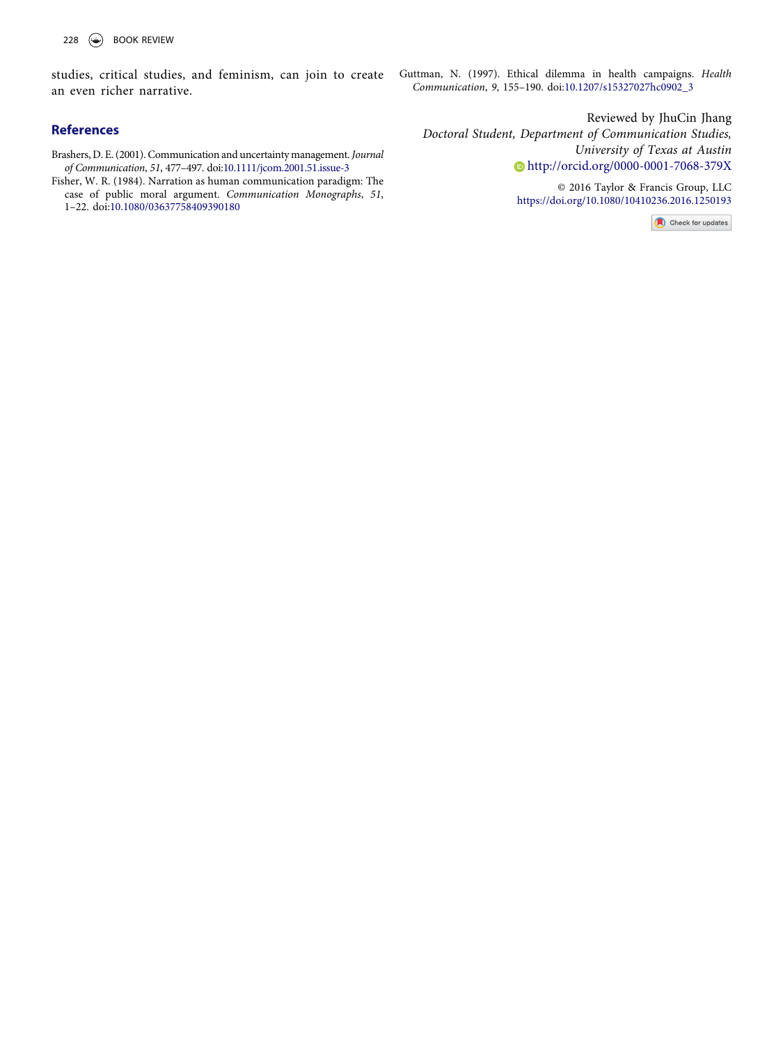studies, critical studies, and feminism, can join to create an even richer narrative.

## References

Brashers, D. E. (2001). Communication and uncertainty management. *Journal of Communication*, *51*, 477–497. doi:10.1111/jcom.2001.51.issue-3

Fisher, W. R. (1984). Narration as human communication paradigm: The case of public moral argument. *Communication Monographs*, *51*, 1–22. doi:10.1080/03637758409390180

Guttman, N. (1997). Ethical dilemma in health campaigns. *Health Communication*, *9*, 155–190. doi:10.1207/s15327027hc0902_3

Reviewed by JhuCin Jhang
*Doctoral Student, Department of Communication Studies, University of Texas at Austin*
http://orcid.org/0000-0001-7068-379X

© 2016 Taylor & Francis Group, LLC
https://doi.org/10.1080/10410236.2016.1250193